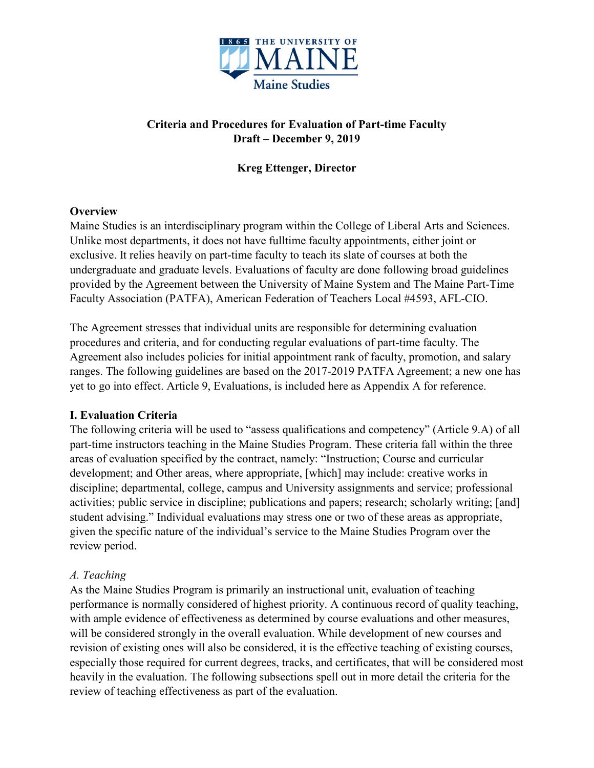# Criteria and Procedures for Evaluation of Part-time Faculty
**Draft – December 9, 2019**

**Kreg Ettenger, Director**

## Overview

Maine Studies is an interdisciplinary program within the College of Liberal Arts and Sciences. Unlike most departments, it does not have fulltime faculty appointments, either joint or exclusive. It relies heavily on part-time faculty to teach its slate of courses at both the undergraduate and graduate levels. Evaluations of faculty are done following broad guidelines provided by the Agreement between the University of Maine System and The Maine Part-Time Faculty Association (PATFA), American Federation of Teachers Local #4593, AFL-CIO.

The Agreement stresses that individual units are responsible for determining evaluation procedures and criteria, and for conducting regular evaluations of part-time faculty. The Agreement also includes policies for initial appointment rank of faculty, promotion, and salary ranges. The following guidelines are based on the 2017-2019 PATFA Agreement; a new one has yet to go into effect. Article 9, Evaluations, is included here as Appendix A for reference.

## I. Evaluation Criteria

The following criteria will be used to "assess qualifications and competency" (Article 9.A) of all part-time instructors teaching in the Maine Studies Program. These criteria fall within the three areas of evaluation specified by the contract, namely: "Instruction; Course and curricular development; and Other areas, where appropriate, [which] may include: creative works in discipline; departmental, college, campus and University assignments and service; professional activities; public service in discipline; publications and papers; research; scholarly writing; [and] student advising." Individual evaluations may stress one or two of these areas as appropriate, given the specific nature of the individual's service to the Maine Studies Program over the review period.

### *A. Teaching*

As the Maine Studies Program is primarily an instructional unit, evaluation of teaching performance is normally considered of highest priority. A continuous record of quality teaching, with ample evidence of effectiveness as determined by course evaluations and other measures, will be considered strongly in the overall evaluation. While development of new courses and revision of existing ones will also be considered, it is the effective teaching of existing courses, especially those required for current degrees, tracks, and certificates, that will be considered most heavily in the evaluation. The following subsections spell out in more detail the criteria for the review of teaching effectiveness as part of the evaluation.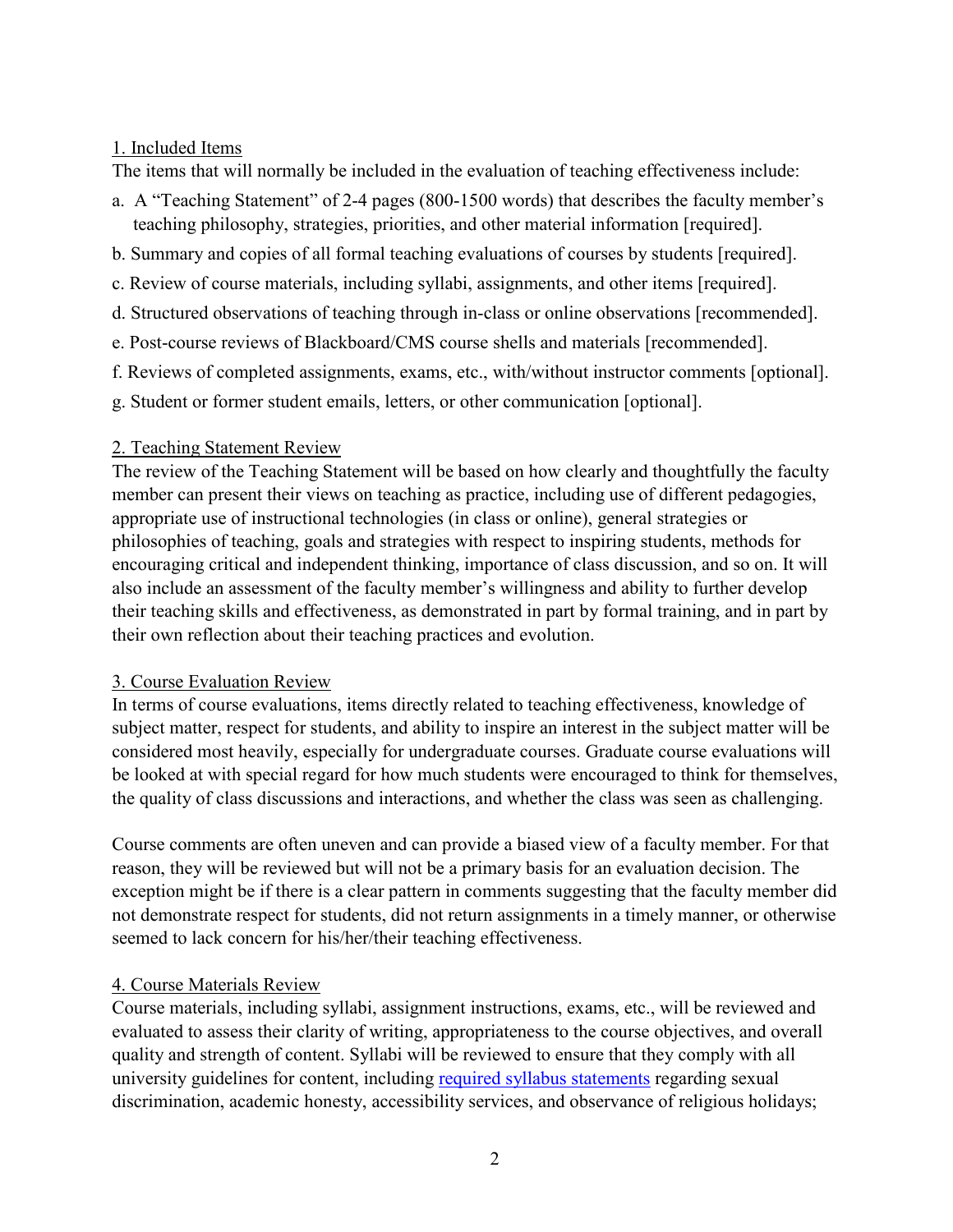## 1. Included Items

The items that will normally be included in the evaluation of teaching effectiveness include:

a. A "Teaching Statement" of 2-4 pages (800-1500 words) that describes the faculty member's teaching philosophy, strategies, priorities, and other material information [required].

b. Summary and copies of all formal teaching evaluations of courses by students [required].

c. Review of course materials, including syllabi, assignments, and other items [required].

d. Structured observations of teaching through in-class or online observations [recommended].

e. Post-course reviews of Blackboard/CMS course shells and materials [recommended].

f. Reviews of completed assignments, exams, etc., with/without instructor comments [optional].

g. Student or former student emails, letters, or other communication [optional].

## 2. Teaching Statement Review

The review of the Teaching Statement will be based on how clearly and thoughtfully the faculty member can present their views on teaching as practice, including use of different pedagogies, appropriate use of instructional technologies (in class or online), general strategies or philosophies of teaching, goals and strategies with respect to inspiring students, methods for encouraging critical and independent thinking, importance of class discussion, and so on. It will also include an assessment of the faculty member's willingness and ability to further develop their teaching skills and effectiveness, as demonstrated in part by formal training, and in part by their own reflection about their teaching practices and evolution.

## 3. Course Evaluation Review

In terms of course evaluations, items directly related to teaching effectiveness, knowledge of subject matter, respect for students, and ability to inspire an interest in the subject matter will be considered most heavily, especially for undergraduate courses. Graduate course evaluations will be looked at with special regard for how much students were encouraged to think for themselves, the quality of class discussions and interactions, and whether the class was seen as challenging.

Course comments are often uneven and can provide a biased view of a faculty member. For that reason, they will be reviewed but will not be a primary basis for an evaluation decision. The exception might be if there is a clear pattern in comments suggesting that the faculty member did not demonstrate respect for students, did not return assignments in a timely manner, or otherwise seemed to lack concern for his/her/their teaching effectiveness.

## 4. Course Materials Review

Course materials, including syllabi, assignment instructions, exams, etc., will be reviewed and evaluated to assess their clarity of writing, appropriateness to the course objectives, and overall quality and strength of content. Syllabi will be reviewed to ensure that they comply with all university guidelines for content, including required syllabus statements regarding sexual discrimination, academic honesty, accessibility services, and observance of religious holidays;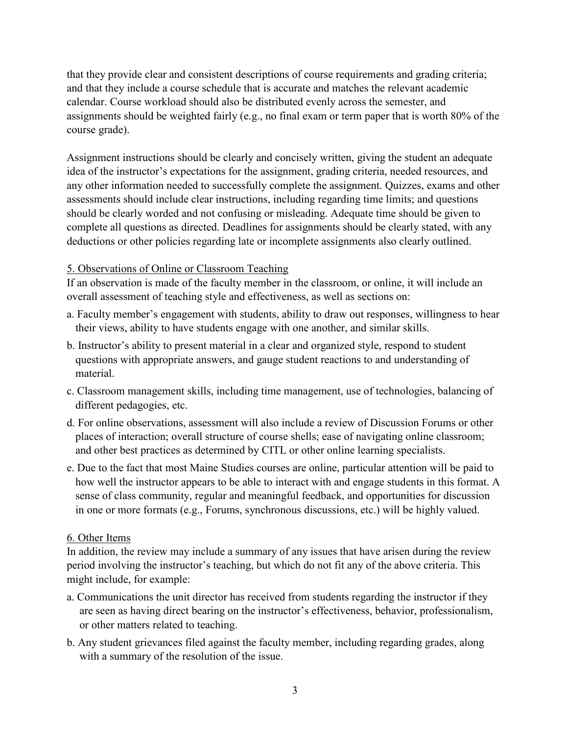that they provide clear and consistent descriptions of course requirements and grading criteria; and that they include a course schedule that is accurate and matches the relevant academic calendar. Course workload should also be distributed evenly across the semester, and assignments should be weighted fairly (e.g., no final exam or term paper that is worth 80% of the course grade).

Assignment instructions should be clearly and concisely written, giving the student an adequate idea of the instructor's expectations for the assignment, grading criteria, needed resources, and any other information needed to successfully complete the assignment. Quizzes, exams and other assessments should include clear instructions, including regarding time limits; and questions should be clearly worded and not confusing or misleading. Adequate time should be given to complete all questions as directed. Deadlines for assignments should be clearly stated, with any deductions or other policies regarding late or incomplete assignments also clearly outlined.

<u>5. Observations of Online or Classroom Teaching</u>

If an observation is made of the faculty member in the classroom, or online, it will include an overall assessment of teaching style and effectiveness, as well as sections on:

a. Faculty member's engagement with students, ability to draw out responses, willingness to hear their views, ability to have students engage with one another, and similar skills.

b. Instructor's ability to present material in a clear and organized style, respond to student questions with appropriate answers, and gauge student reactions to and understanding of material.

c. Classroom management skills, including time management, use of technologies, balancing of different pedagogies, etc.

d. For online observations, assessment will also include a review of Discussion Forums or other places of interaction; overall structure of course shells; ease of navigating online classroom; and other best practices as determined by CITL or other online learning specialists.

e. Due to the fact that most Maine Studies courses are online, particular attention will be paid to how well the instructor appears to be able to interact with and engage students in this format. A sense of class community, regular and meaningful feedback, and opportunities for discussion in one or more formats (e.g., Forums, synchronous discussions, etc.) will be highly valued.

<u>6. Other Items</u>

In addition, the review may include a summary of any issues that have arisen during the review period involving the instructor's teaching, but which do not fit any of the above criteria. This might include, for example:

a. Communications the unit director has received from students regarding the instructor if they are seen as having direct bearing on the instructor's effectiveness, behavior, professionalism, or other matters related to teaching.

b. Any student grievances filed against the faculty member, including regarding grades, along with a summary of the resolution of the issue.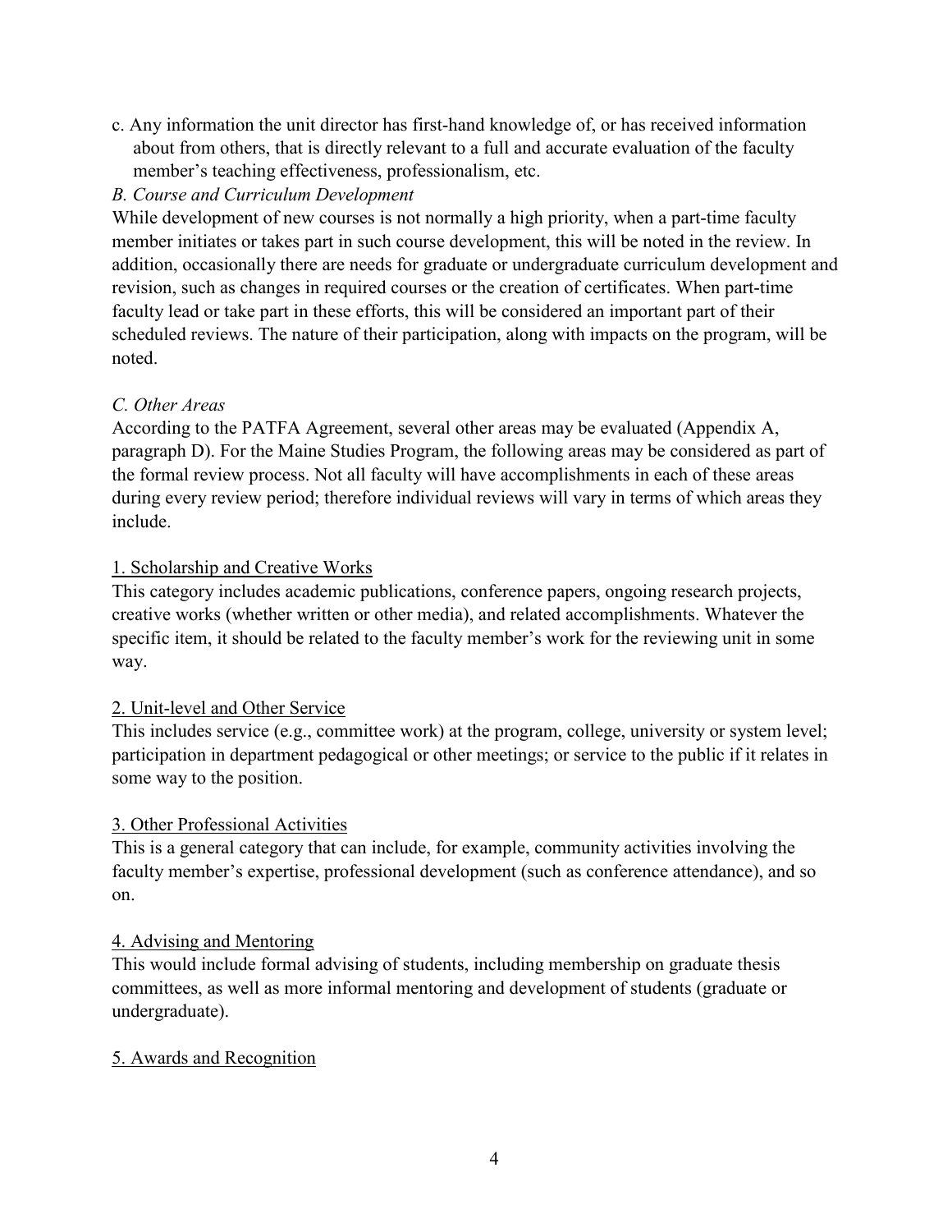c. Any information the unit director has first-hand knowledge of, or has received information about from others, that is directly relevant to a full and accurate evaluation of the faculty member's teaching effectiveness, professionalism, etc.

*B. Course and Curriculum Development*

While development of new courses is not normally a high priority, when a part-time faculty member initiates or takes part in such course development, this will be noted in the review. In addition, occasionally there are needs for graduate or undergraduate curriculum development and revision, such as changes in required courses or the creation of certificates. When part-time faculty lead or take part in these efforts, this will be considered an important part of their scheduled reviews. The nature of their participation, along with impacts on the program, will be noted.

*C. Other Areas*

According to the PATFA Agreement, several other areas may be evaluated (Appendix A, paragraph D). For the Maine Studies Program, the following areas may be considered as part of the formal review process. Not all faculty will have accomplishments in each of these areas during every review period; therefore individual reviews will vary in terms of which areas they include.

<u>1. Scholarship and Creative Works</u>

This category includes academic publications, conference papers, ongoing research projects, creative works (whether written or other media), and related accomplishments. Whatever the specific item, it should be related to the faculty member's work for the reviewing unit in some way.

<u>2. Unit-level and Other Service</u>

This includes service (e.g., committee work) at the program, college, university or system level; participation in department pedagogical or other meetings; or service to the public if it relates in some way to the position.

<u>3. Other Professional Activities</u>

This is a general category that can include, for example, community activities involving the faculty member's expertise, professional development (such as conference attendance), and so on.

<u>4. Advising and Mentoring</u>

This would include formal advising of students, including membership on graduate thesis committees, as well as more informal mentoring and development of students (graduate or undergraduate).

<u>5. Awards and Recognition</u>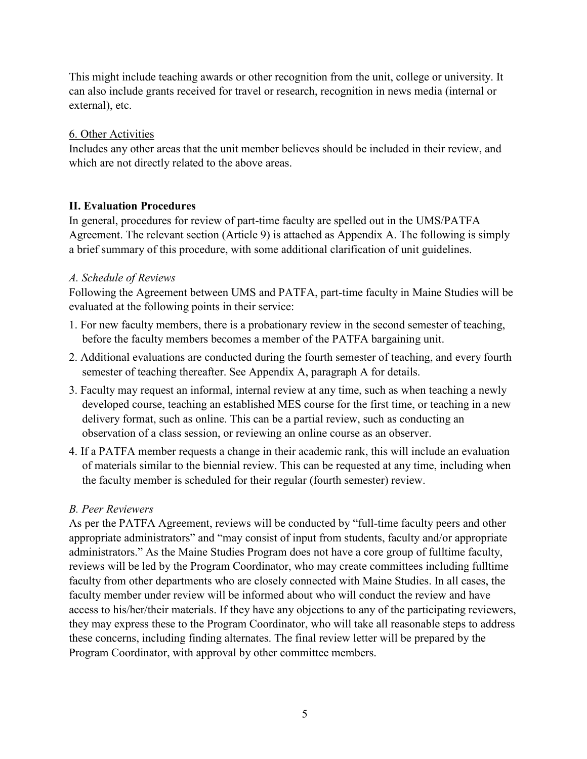This might include teaching awards or other recognition from the unit, college or university. It can also include grants received for travel or research, recognition in news media (internal or external), etc.

6. Other Activities

Includes any other areas that the unit member believes should be included in their review, and which are not directly related to the above areas.

## II. Evaluation Procedures

In general, procedures for review of part-time faculty are spelled out in the UMS/PATFA Agreement. The relevant section (Article 9) is attached as Appendix A. The following is simply a brief summary of this procedure, with some additional clarification of unit guidelines.

### *A. Schedule of Reviews*

Following the Agreement between UMS and PATFA, part-time faculty in Maine Studies will be evaluated at the following points in their service:

1. For new faculty members, there is a probationary review in the second semester of teaching, before the faculty members becomes a member of the PATFA bargaining unit.
2. Additional evaluations are conducted during the fourth semester of teaching, and every fourth semester of teaching thereafter. See Appendix A, paragraph A for details.
3. Faculty may request an informal, internal review at any time, such as when teaching a newly developed course, teaching an established MES course for the first time, or teaching in a new delivery format, such as online. This can be a partial review, such as conducting an observation of a class session, or reviewing an online course as an observer.
4. If a PATFA member requests a change in their academic rank, this will include an evaluation of materials similar to the biennial review. This can be requested at any time, including when the faculty member is scheduled for their regular (fourth semester) review.

### *B. Peer Reviewers*

As per the PATFA Agreement, reviews will be conducted by "full-time faculty peers and other appropriate administrators" and "may consist of input from students, faculty and/or appropriate administrators." As the Maine Studies Program does not have a core group of fulltime faculty, reviews will be led by the Program Coordinator, who may create committees including fulltime faculty from other departments who are closely connected with Maine Studies. In all cases, the faculty member under review will be informed about who will conduct the review and have access to his/her/their materials. If they have any objections to any of the participating reviewers, they may express these to the Program Coordinator, who will take all reasonable steps to address these concerns, including finding alternates. The final review letter will be prepared by the Program Coordinator, with approval by other committee members.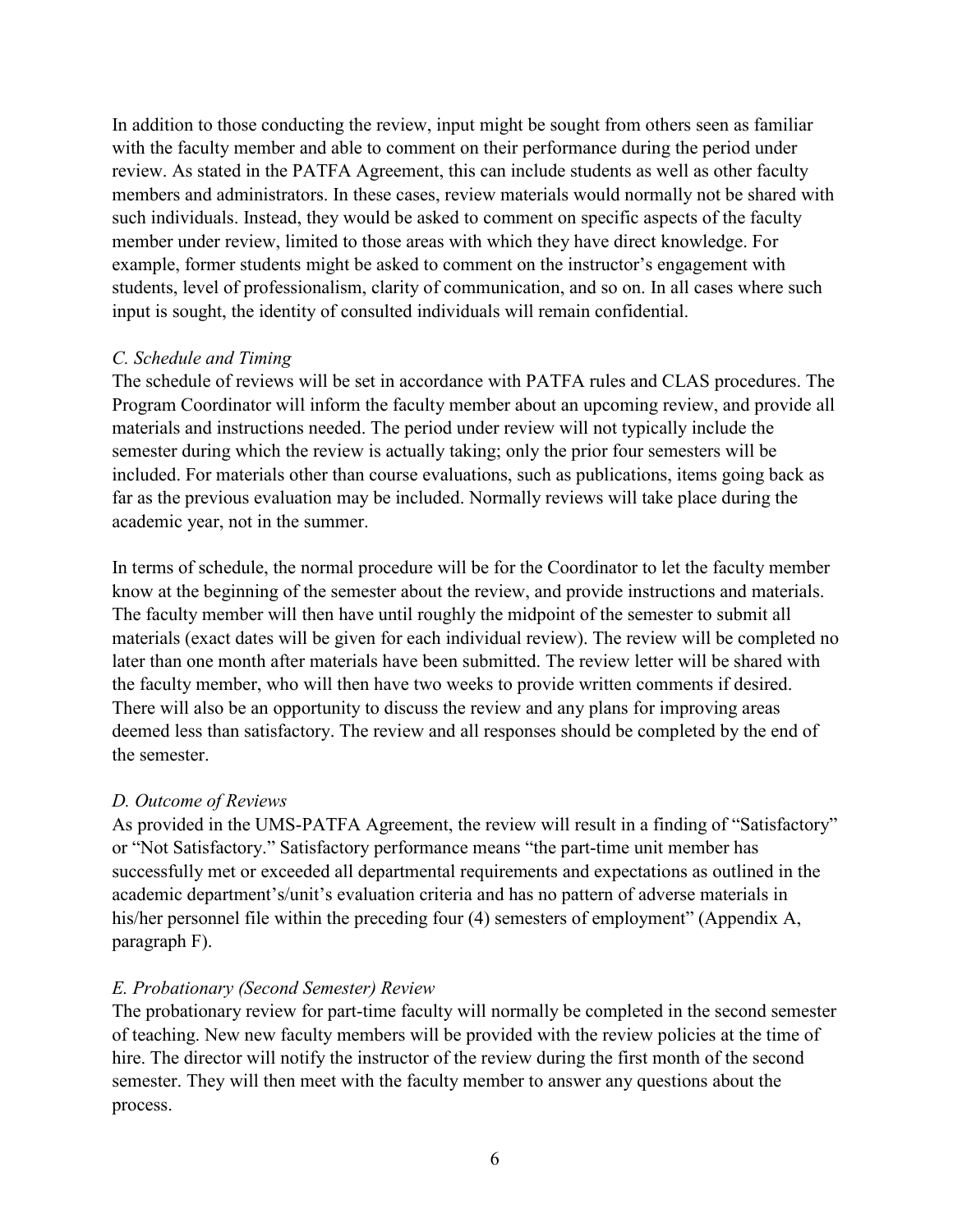In addition to those conducting the review, input might be sought from others seen as familiar with the faculty member and able to comment on their performance during the period under review. As stated in the PATFA Agreement, this can include students as well as other faculty members and administrators. In these cases, review materials would normally not be shared with such individuals. Instead, they would be asked to comment on specific aspects of the faculty member under review, limited to those areas with which they have direct knowledge. For example, former students might be asked to comment on the instructor's engagement with students, level of professionalism, clarity of communication, and so on. In all cases where such input is sought, the identity of consulted individuals will remain confidential.

*C. Schedule and Timing*

The schedule of reviews will be set in accordance with PATFA rules and CLAS procedures. The Program Coordinator will inform the faculty member about an upcoming review, and provide all materials and instructions needed. The period under review will not typically include the semester during which the review is actually taking; only the prior four semesters will be included. For materials other than course evaluations, such as publications, items going back as far as the previous evaluation may be included. Normally reviews will take place during the academic year, not in the summer.

In terms of schedule, the normal procedure will be for the Coordinator to let the faculty member know at the beginning of the semester about the review, and provide instructions and materials. The faculty member will then have until roughly the midpoint of the semester to submit all materials (exact dates will be given for each individual review). The review will be completed no later than one month after materials have been submitted. The review letter will be shared with the faculty member, who will then have two weeks to provide written comments if desired. There will also be an opportunity to discuss the review and any plans for improving areas deemed less than satisfactory. The review and all responses should be completed by the end of the semester.

*D. Outcome of Reviews*

As provided in the UMS-PATFA Agreement, the review will result in a finding of "Satisfactory" or "Not Satisfactory." Satisfactory performance means "the part-time unit member has successfully met or exceeded all departmental requirements and expectations as outlined in the academic department's/unit's evaluation criteria and has no pattern of adverse materials in his/her personnel file within the preceding four (4) semesters of employment" (Appendix A, paragraph F).

*E. Probationary (Second Semester) Review*

The probationary review for part-time faculty will normally be completed in the second semester of teaching. New new faculty members will be provided with the review policies at the time of hire. The director will notify the instructor of the review during the first month of the second semester. They will then meet with the faculty member to answer any questions about the process.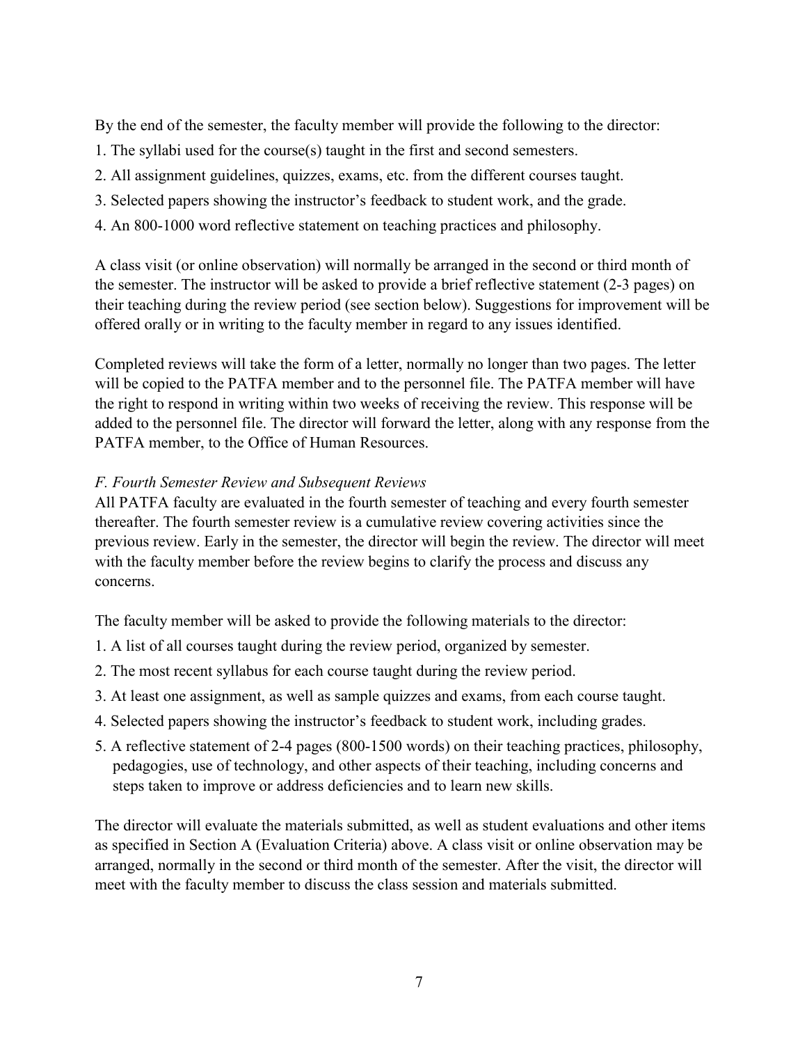By the end of the semester, the faculty member will provide the following to the director:

1. The syllabi used for the course(s) taught in the first and second semesters.
2. All assignment guidelines, quizzes, exams, etc. from the different courses taught.
3. Selected papers showing the instructor's feedback to student work, and the grade.
4. An 800-1000 word reflective statement on teaching practices and philosophy.

A class visit (or online observation) will normally be arranged in the second or third month of the semester. The instructor will be asked to provide a brief reflective statement (2-3 pages) on their teaching during the review period (see section below). Suggestions for improvement will be offered orally or in writing to the faculty member in regard to any issues identified.

Completed reviews will take the form of a letter, normally no longer than two pages. The letter will be copied to the PATFA member and to the personnel file. The PATFA member will have the right to respond in writing within two weeks of receiving the review. This response will be added to the personnel file. The director will forward the letter, along with any response from the PATFA member, to the Office of Human Resources.

*F. Fourth Semester Review and Subsequent Reviews*

All PATFA faculty are evaluated in the fourth semester of teaching and every fourth semester thereafter. The fourth semester review is a cumulative review covering activities since the previous review. Early in the semester, the director will begin the review. The director will meet with the faculty member before the review begins to clarify the process and discuss any concerns.

The faculty member will be asked to provide the following materials to the director:

1. A list of all courses taught during the review period, organized by semester.
2. The most recent syllabus for each course taught during the review period.
3. At least one assignment, as well as sample quizzes and exams, from each course taught.
4. Selected papers showing the instructor's feedback to student work, including grades.
5. A reflective statement of 2-4 pages (800-1500 words) on their teaching practices, philosophy, pedagogies, use of technology, and other aspects of their teaching, including concerns and steps taken to improve or address deficiencies and to learn new skills.

The director will evaluate the materials submitted, as well as student evaluations and other items as specified in Section A (Evaluation Criteria) above. A class visit or online observation may be arranged, normally in the second or third month of the semester. After the visit, the director will meet with the faculty member to discuss the class session and materials submitted.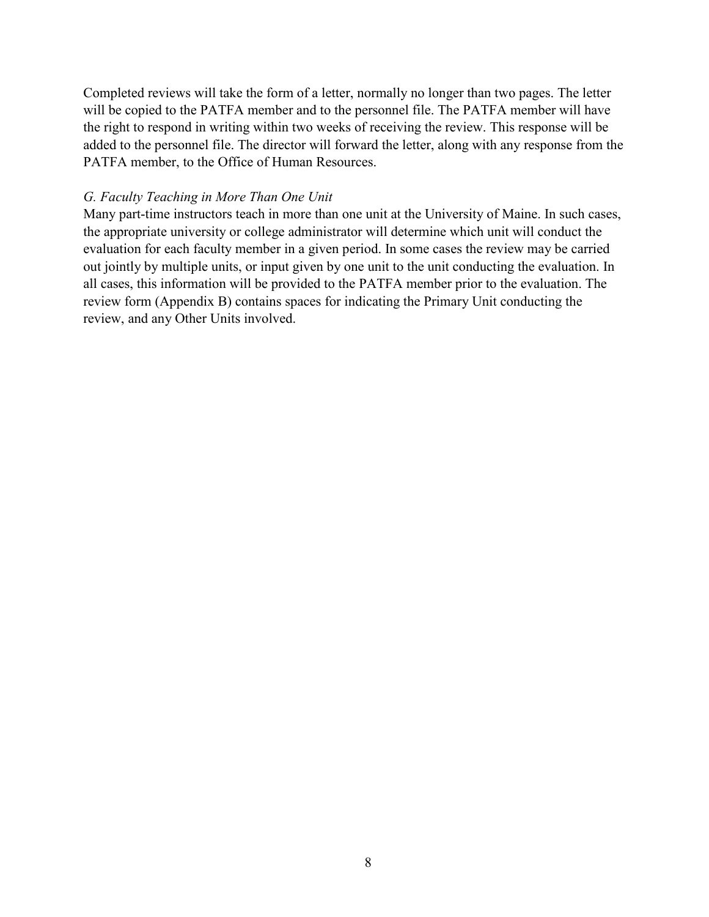Completed reviews will take the form of a letter, normally no longer than two pages. The letter will be copied to the PATFA member and to the personnel file. The PATFA member will have the right to respond in writing within two weeks of receiving the review. This response will be added to the personnel file. The director will forward the letter, along with any response from the PATFA member, to the Office of Human Resources.

*G. Faculty Teaching in More Than One Unit*

Many part-time instructors teach in more than one unit at the University of Maine. In such cases, the appropriate university or college administrator will determine which unit will conduct the evaluation for each faculty member in a given period. In some cases the review may be carried out jointly by multiple units, or input given by one unit to the unit conducting the evaluation. In all cases, this information will be provided to the PATFA member prior to the evaluation. The review form (Appendix B) contains spaces for indicating the Primary Unit conducting the review, and any Other Units involved.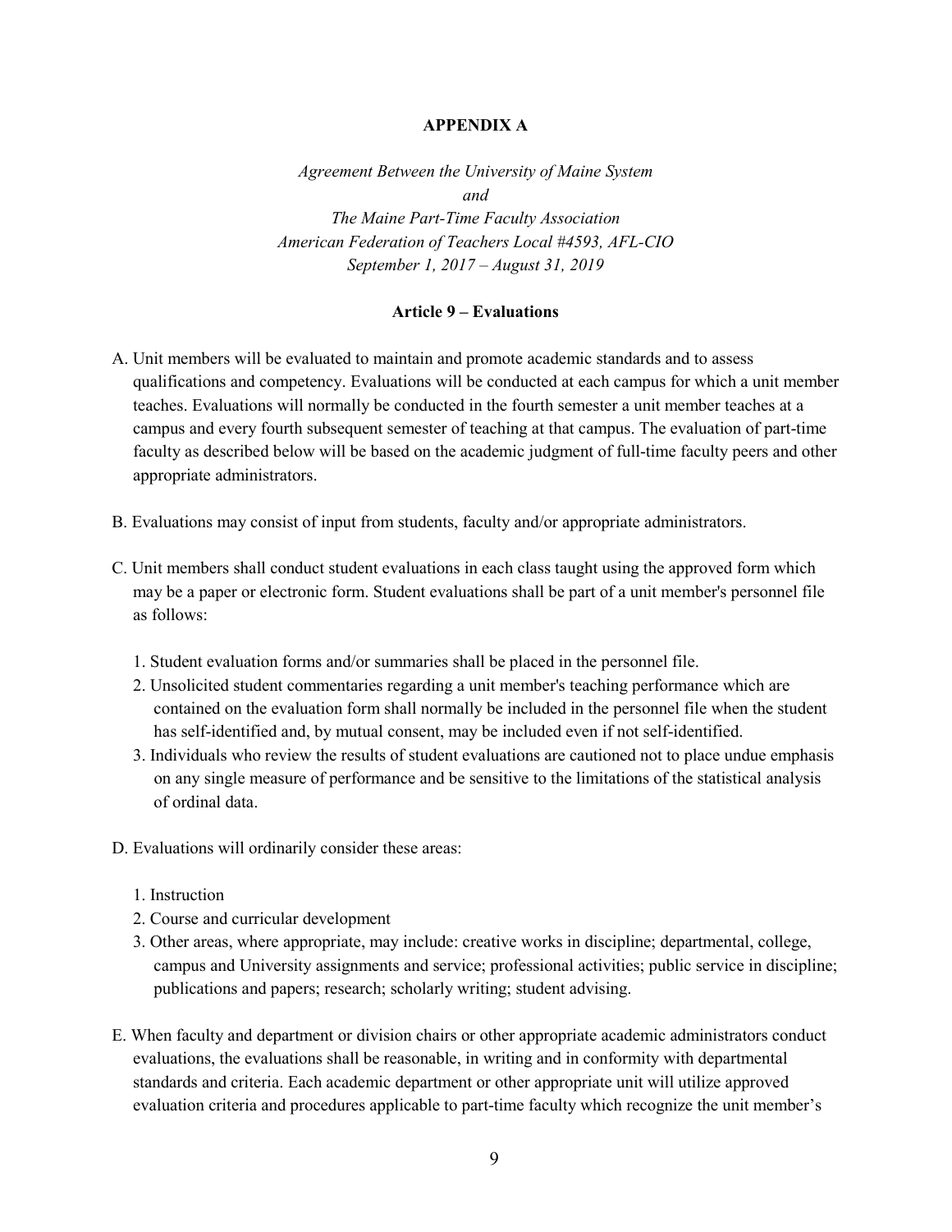## APPENDIX A

*Agreement Between the University of Maine System*
*and*
*The Maine Part-Time Faculty Association*
*American Federation of Teachers Local #4593, AFL-CIO*
*September 1, 2017 – August 31, 2019*

### Article 9 – Evaluations

A. Unit members will be evaluated to maintain and promote academic standards and to assess qualifications and competency. Evaluations will be conducted at each campus for which a unit member teaches. Evaluations will normally be conducted in the fourth semester a unit member teaches at a campus and every fourth subsequent semester of teaching at that campus. The evaluation of part-time faculty as described below will be based on the academic judgment of full-time faculty peers and other appropriate administrators.

B. Evaluations may consist of input from students, faculty and/or appropriate administrators.

C. Unit members shall conduct student evaluations in each class taught using the approved form which may be a paper or electronic form. Student evaluations shall be part of a unit member's personnel file as follows:

1. Student evaluation forms and/or summaries shall be placed in the personnel file.
2. Unsolicited student commentaries regarding a unit member's teaching performance which are contained on the evaluation form shall normally be included in the personnel file when the student has self-identified and, by mutual consent, may be included even if not self-identified.
3. Individuals who review the results of student evaluations are cautioned not to place undue emphasis on any single measure of performance and be sensitive to the limitations of the statistical analysis of ordinal data.

D. Evaluations will ordinarily consider these areas:

1. Instruction
2. Course and curricular development
3. Other areas, where appropriate, may include: creative works in discipline; departmental, college, campus and University assignments and service; professional activities; public service in discipline; publications and papers; research; scholarly writing; student advising.

E. When faculty and department or division chairs or other appropriate academic administrators conduct evaluations, the evaluations shall be reasonable, in writing and in conformity with departmental standards and criteria. Each academic department or other appropriate unit will utilize approved evaluation criteria and procedures applicable to part-time faculty which recognize the unit member's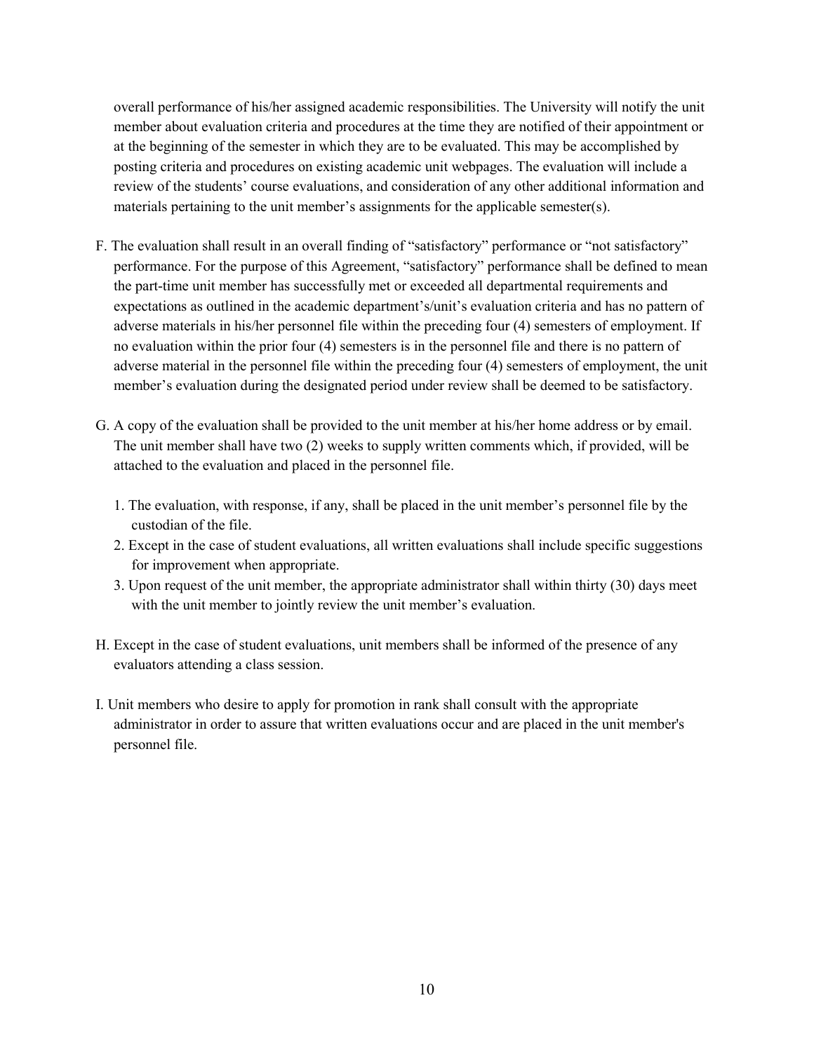overall performance of his/her assigned academic responsibilities. The University will notify the unit member about evaluation criteria and procedures at the time they are notified of their appointment or at the beginning of the semester in which they are to be evaluated. This may be accomplished by posting criteria and procedures on existing academic unit webpages. The evaluation will include a review of the students' course evaluations, and consideration of any other additional information and materials pertaining to the unit member's assignments for the applicable semester(s).

F. The evaluation shall result in an overall finding of "satisfactory" performance or "not satisfactory" performance. For the purpose of this Agreement, "satisfactory" performance shall be defined to mean the part-time unit member has successfully met or exceeded all departmental requirements and expectations as outlined in the academic department's/unit's evaluation criteria and has no pattern of adverse materials in his/her personnel file within the preceding four (4) semesters of employment. If no evaluation within the prior four (4) semesters is in the personnel file and there is no pattern of adverse material in the personnel file within the preceding four (4) semesters of employment, the unit member's evaluation during the designated period under review shall be deemed to be satisfactory.

G. A copy of the evaluation shall be provided to the unit member at his/her home address or by email. The unit member shall have two (2) weeks to supply written comments which, if provided, will be attached to the evaluation and placed in the personnel file.

1. The evaluation, with response, if any, shall be placed in the unit member's personnel file by the custodian of the file.
2. Except in the case of student evaluations, all written evaluations shall include specific suggestions for improvement when appropriate.
3. Upon request of the unit member, the appropriate administrator shall within thirty (30) days meet with the unit member to jointly review the unit member's evaluation.

H. Except in the case of student evaluations, unit members shall be informed of the presence of any evaluators attending a class session.

I. Unit members who desire to apply for promotion in rank shall consult with the appropriate administrator in order to assure that written evaluations occur and are placed in the unit member's personnel file.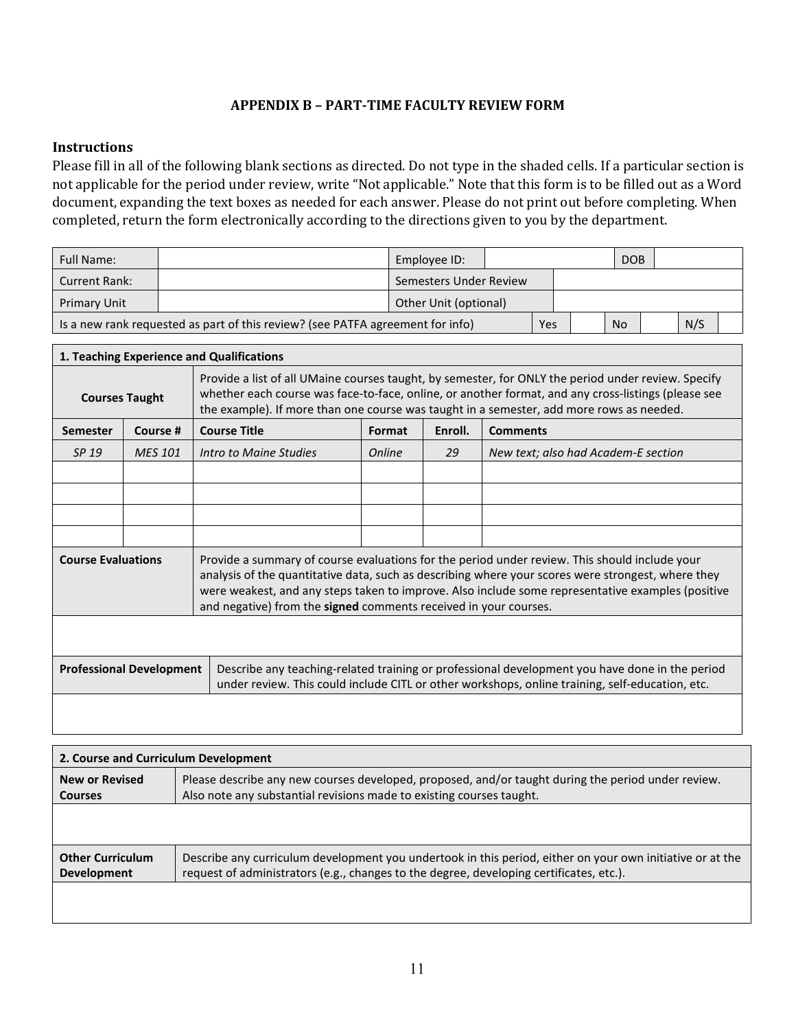**APPENDIX B – PART-TIME FACULTY REVIEW FORM**

## Instructions

Please fill in all of the following blank sections as directed. Do not type in the shaded cells. If a particular section is not applicable for the period under review, write "Not applicable." Note that this form is to be filled out as a Word document, expanding the text boxes as needed for each answer. Please do not print out before completing. When completed, return the form electronically according to the directions given to you by the department.

| | | | | | | | | |
|---|---|---|---|---|---|---|---|---|
| Full Name: | | Employee ID: | | | DOB | | | |
| Current Rank: | | Semesters Under Review | | | | | | |
| Primary Unit | | Other Unit (optional) | | | | | | |
| Is a new rank requested as part of this review? (see PATFA agreement for info) | | | Yes | | No | | N/S | |

| 1. Teaching Experience and Qualifications | | | | | |
|---|---|---|---|---|---|
| **Courses Taught** | | Provide a list of all UMaine courses taught, by semester, for ONLY the period under review. Specify whether each course was face-to-face, online, or another format, and any cross-listings (please see the example). If more than one course was taught in a semester, add more rows as needed. | | | |
| **Semester** | **Course #** | **Course Title** | **Format** | **Enroll.** | **Comments** |
| *SP 19* | *MES 101* | *Intro to Maine Studies* | *Online* | *29* | *New text; also had Academ-E section* |
| | | | | | |
| | | | | | |
| | | | | | |
| | | | | | |
| **Course Evaluations** | | Provide a summary of course evaluations for the period under review. This should include your analysis of the quantitative data, such as describing where your scores were strongest, where they were weakest, and any steps taken to improve. Also include some representative examples (positive and negative) from the **signed** comments received in your courses. | | | |
| | | | | | |
| **Professional Development** | | Describe any teaching-related training or professional development you have done in the period under review. This could include CITL or other workshops, online training, self-education, etc. | | | |
| | | | | | |

| 2. Course and Curriculum Development | |
|---|---|
| **New or Revised Courses** | Please describe any new courses developed, proposed, and/or taught during the period under review. Also note any substantial revisions made to existing courses taught. |
| | |
| **Other Curriculum Development** | Describe any curriculum development you undertook in this period, either on your own initiative or at the request of administrators (e.g., changes to the degree, developing certificates, etc.). |
| | |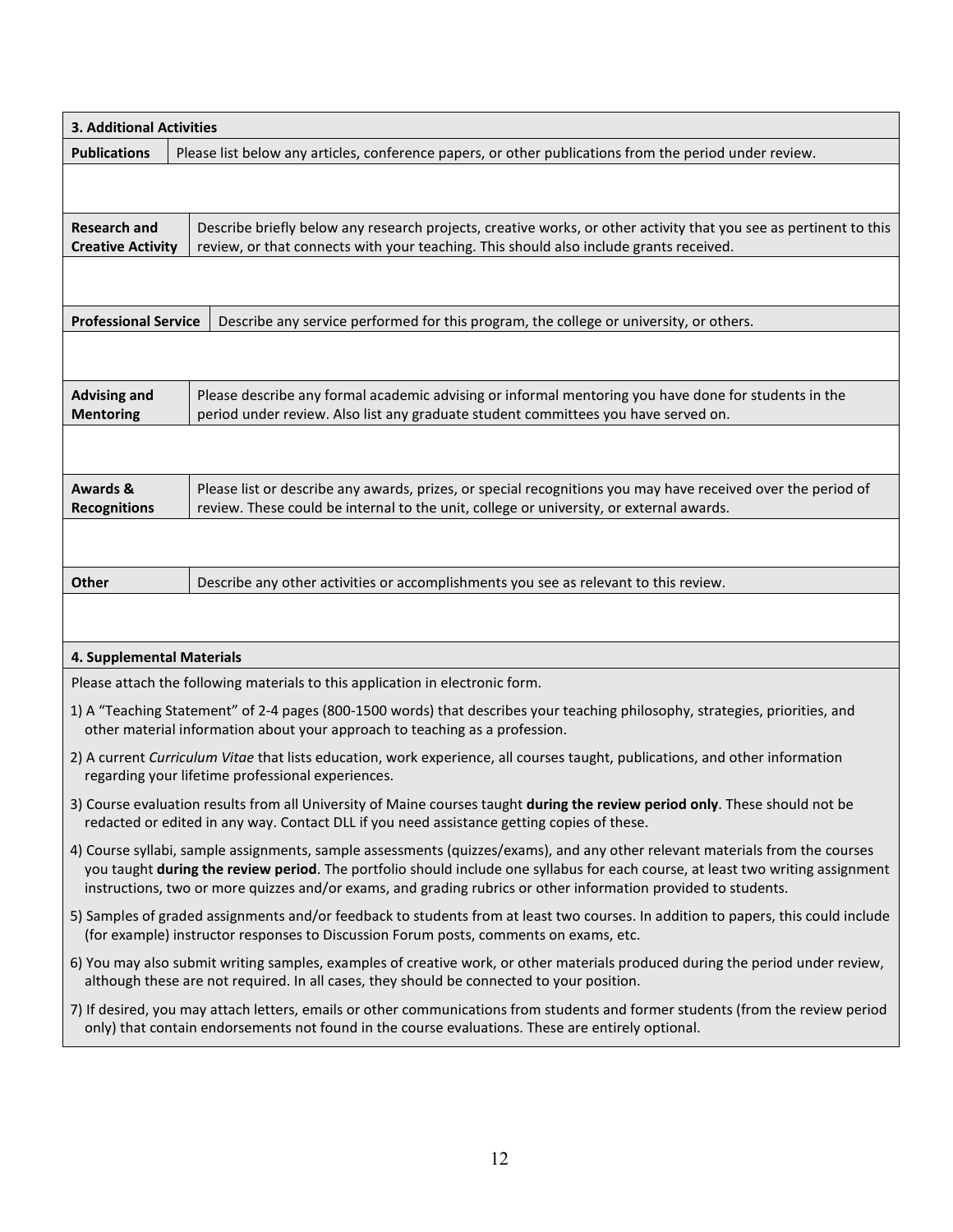| 3. Additional Activities | |
|---|---|
| **Publications** | Please list below any articles, conference papers, or other publications from the period under review. |
| | |
| **Research and Creative Activity** | Describe briefly below any research projects, creative works, or other activity that you see as pertinent to this review, or that connects with your teaching. This should also include grants received. |
| | |
| **Professional Service** | Describe any service performed for this program, the college or university, or others. |
| | |
| **Advising and Mentoring** | Please describe any formal academic advising or informal mentoring you have done for students in the period under review. Also list any graduate student committees you have served on. |
| | |
| **Awards & Recognitions** | Please list or describe any awards, prizes, or special recognitions you may have received over the period of review. These could be internal to the unit, college or university, or external awards. |
| | |
| **Other** | Describe any other activities or accomplishments you see as relevant to this review. |
| | |

**4. Supplemental Materials**

Please attach the following materials to this application in electronic form.

1) A "Teaching Statement" of 2-4 pages (800-1500 words) that describes your teaching philosophy, strategies, priorities, and other material information about your approach to teaching as a profession.

2) A current *Curriculum Vitae* that lists education, work experience, all courses taught, publications, and other information regarding your lifetime professional experiences.

3) Course evaluation results from all University of Maine courses taught **during the review period only**. These should not be redacted or edited in any way. Contact DLL if you need assistance getting copies of these.

4) Course syllabi, sample assignments, sample assessments (quizzes/exams), and any other relevant materials from the courses you taught **during the review period**. The portfolio should include one syllabus for each course, at least two writing assignment instructions, two or more quizzes and/or exams, and grading rubrics or other information provided to students.

5) Samples of graded assignments and/or feedback to students from at least two courses. In addition to papers, this could include (for example) instructor responses to Discussion Forum posts, comments on exams, etc.

6) You may also submit writing samples, examples of creative work, or other materials produced during the period under review, although these are not required. In all cases, they should be connected to your position.

7) If desired, you may attach letters, emails or other communications from students and former students (from the review period only) that contain endorsements not found in the course evaluations. These are entirely optional.